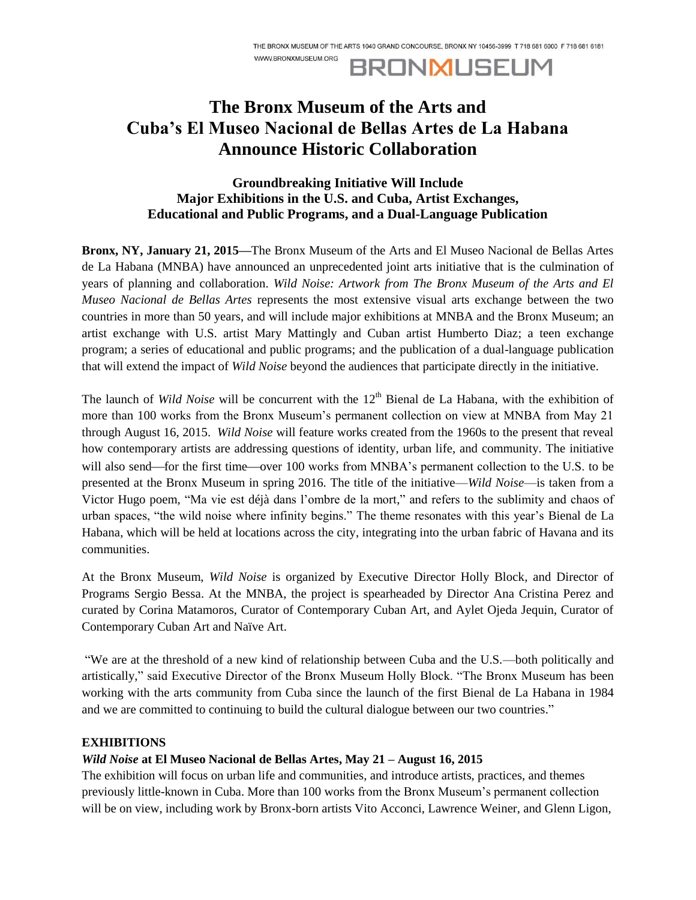THE BRONX MUSEUM OF THE ARTS 1040 GRAND CONCOURSE, BRONX NY 10456-3999 T 718 681 6000 F 718 681 6181
WWW.BRONXMUSEUM.ORG

BRONXMUSEUM

# The Bronx Museum of the Arts and Cuba's El Museo Nacional de Bellas Artes de La Habana Announce Historic Collaboration

### Groundbreaking Initiative Will Include Major Exhibitions in the U.S. and Cuba, Artist Exchanges, Educational and Public Programs, and a Dual-Language Publication

**Bronx, NY, January 21, 2015—**The Bronx Museum of the Arts and El Museo Nacional de Bellas Artes de La Habana (MNBA) have announced an unprecedented joint arts initiative that is the culmination of years of planning and collaboration. *Wild Noise: Artwork from The Bronx Museum of the Arts and El Museo Nacional de Bellas Artes* represents the most extensive visual arts exchange between the two countries in more than 50 years, and will include major exhibitions at MNBA and the Bronx Museum; an artist exchange with U.S. artist Mary Mattingly and Cuban artist Humberto Diaz; a teen exchange program; a series of educational and public programs; and the publication of a dual-language publication that will extend the impact of *Wild Noise* beyond the audiences that participate directly in the initiative.

The launch of *Wild Noise* will be concurrent with the 12th Bienal de La Habana, with the exhibition of more than 100 works from the Bronx Museum's permanent collection on view at MNBA from May 21 through August 16, 2015. *Wild Noise* will feature works created from the 1960s to the present that reveal how contemporary artists are addressing questions of identity, urban life, and community. The initiative will also send—for the first time—over 100 works from MNBA's permanent collection to the U.S. to be presented at the Bronx Museum in spring 2016. The title of the initiative—*Wild Noise*—is taken from a Victor Hugo poem, "Ma vie est déjà dans l'ombre de la mort," and refers to the sublimity and chaos of urban spaces, "the wild noise where infinity begins." The theme resonates with this year's Bienal de La Habana, which will be held at locations across the city, integrating into the urban fabric of Havana and its communities.

At the Bronx Museum, *Wild Noise* is organized by Executive Director Holly Block, and Director of Programs Sergio Bessa. At the MNBA, the project is spearheaded by Director Ana Cristina Perez and curated by Corina Matamoros, Curator of Contemporary Cuban Art, and Aylet Ojeda Jequin, Curator of Contemporary Cuban Art and Naïve Art.

"We are at the threshold of a new kind of relationship between Cuba and the U.S.—both politically and artistically," said Executive Director of the Bronx Museum Holly Block. "The Bronx Museum has been working with the arts community from Cuba since the launch of the first Bienal de La Habana in 1984 and we are committed to continuing to build the cultural dialogue between our two countries."

## EXHIBITIONS

### *Wild Noise* at El Museo Nacional de Bellas Artes, May 21 – August 16, 2015

The exhibition will focus on urban life and communities, and introduce artists, practices, and themes previously little-known in Cuba. More than 100 works from the Bronx Museum's permanent collection will be on view, including work by Bronx-born artists Vito Acconci, Lawrence Weiner, and Glenn Ligon,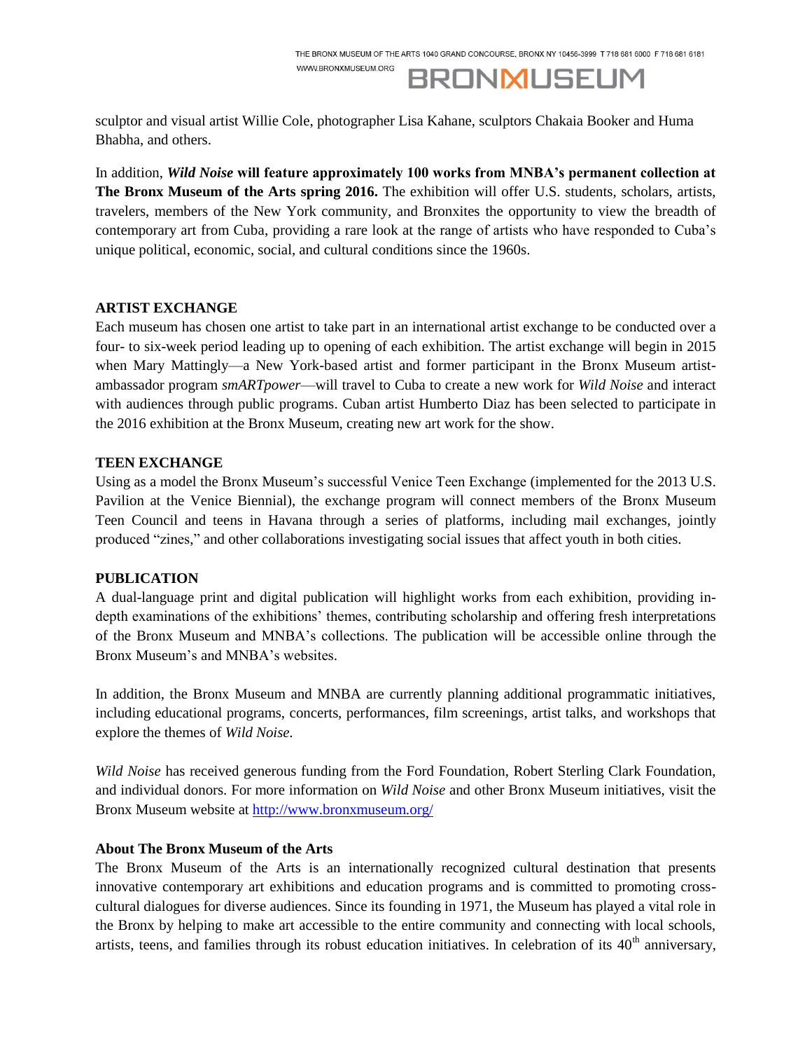sculptor and visual artist Willie Cole, photographer Lisa Kahane, sculptors Chakaia Booker and Huma Bhabha, and others.

In addition, ***Wild Noise* will feature approximately 100 works from MNBA's permanent collection at The Bronx Museum of the Arts spring 2016.** The exhibition will offer U.S. students, scholars, artists, travelers, members of the New York community, and Bronxites the opportunity to view the breadth of contemporary art from Cuba, providing a rare look at the range of artists who have responded to Cuba's unique political, economic, social, and cultural conditions since the 1960s.

**ARTIST EXCHANGE**

Each museum has chosen one artist to take part in an international artist exchange to be conducted over a four- to six-week period leading up to opening of each exhibition. The artist exchange will begin in 2015 when Mary Mattingly—a New York-based artist and former participant in the Bronx Museum artist-ambassador program *smARTpower*—will travel to Cuba to create a new work for *Wild Noise* and interact with audiences through public programs. Cuban artist Humberto Diaz has been selected to participate in the 2016 exhibition at the Bronx Museum, creating new art work for the show.

**TEEN EXCHANGE**

Using as a model the Bronx Museum's successful Venice Teen Exchange (implemented for the 2013 U.S. Pavilion at the Venice Biennial), the exchange program will connect members of the Bronx Museum Teen Council and teens in Havana through a series of platforms, including mail exchanges, jointly produced "zines," and other collaborations investigating social issues that affect youth in both cities.

**PUBLICATION**

A dual-language print and digital publication will highlight works from each exhibition, providing in-depth examinations of the exhibitions' themes, contributing scholarship and offering fresh interpretations of the Bronx Museum and MNBA's collections. The publication will be accessible online through the Bronx Museum's and MNBA's websites.

In addition, the Bronx Museum and MNBA are currently planning additional programmatic initiatives, including educational programs, concerts, performances, film screenings, artist talks, and workshops that explore the themes of *Wild Noise.*

*Wild Noise* has received generous funding from the Ford Foundation, Robert Sterling Clark Foundation, and individual donors. For more information on *Wild Noise* and other Bronx Museum initiatives, visit the Bronx Museum website at http://www.bronxmuseum.org/

**About The Bronx Museum of the Arts**

The Bronx Museum of the Arts is an internationally recognized cultural destination that presents innovative contemporary art exhibitions and education programs and is committed to promoting cross-cultural dialogues for diverse audiences. Since its founding in 1971, the Museum has played a vital role in the Bronx by helping to make art accessible to the entire community and connecting with local schools, artists, teens, and families through its robust education initiatives. In celebration of its 40th anniversary,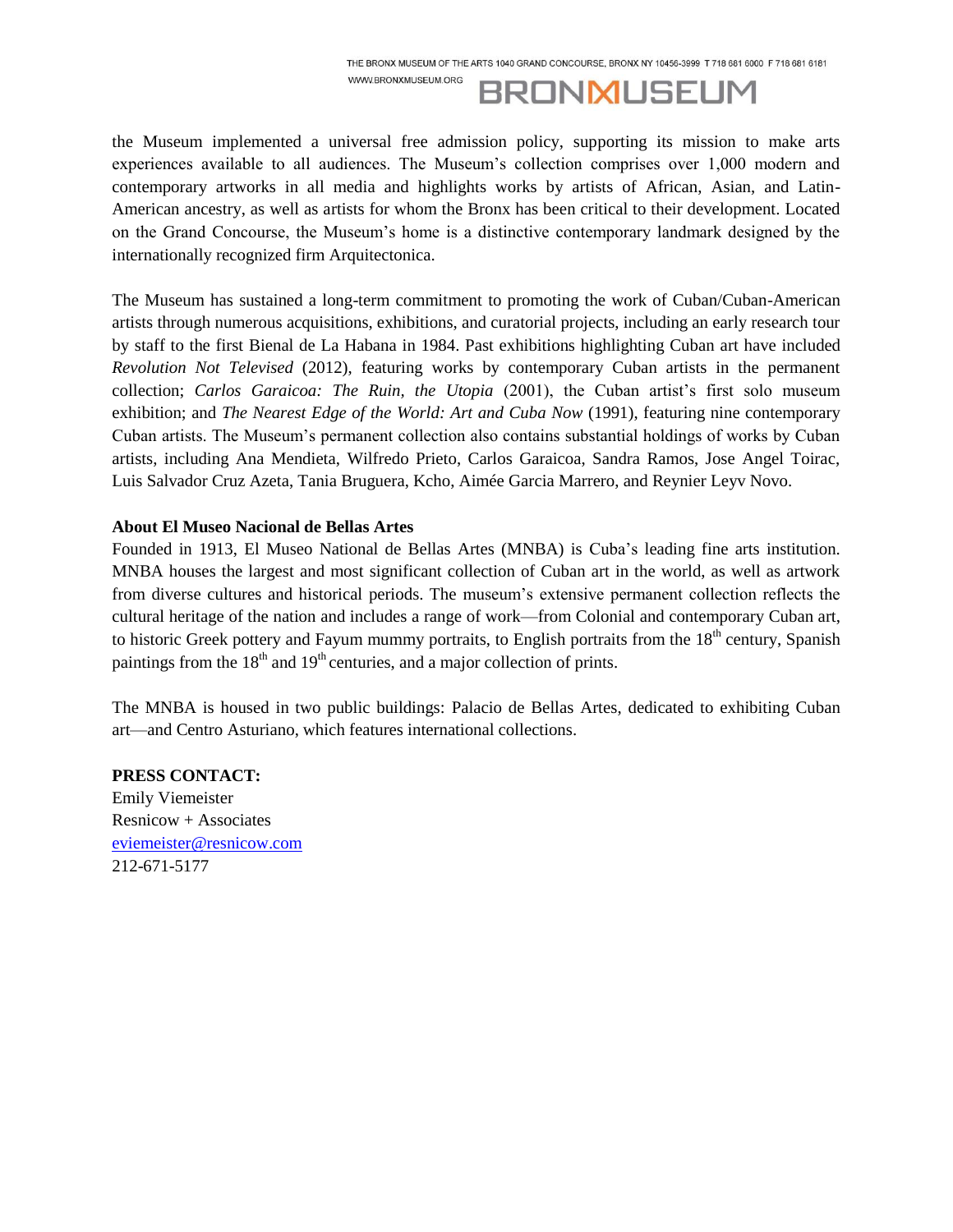the Museum implemented a universal free admission policy, supporting its mission to make arts experiences available to all audiences. The Museum's collection comprises over 1,000 modern and contemporary artworks in all media and highlights works by artists of African, Asian, and Latin-American ancestry, as well as artists for whom the Bronx has been critical to their development. Located on the Grand Concourse, the Museum's home is a distinctive contemporary landmark designed by the internationally recognized firm Arquitectonica.

The Museum has sustained a long-term commitment to promoting the work of Cuban/Cuban-American artists through numerous acquisitions, exhibitions, and curatorial projects, including an early research tour by staff to the first Bienal de La Habana in 1984. Past exhibitions highlighting Cuban art have included *Revolution Not Televised* (2012), featuring works by contemporary Cuban artists in the permanent collection; *Carlos Garaicoa: The Ruin, the Utopia* (2001), the Cuban artist's first solo museum exhibition; and *The Nearest Edge of the World: Art and Cuba Now* (1991), featuring nine contemporary Cuban artists. The Museum's permanent collection also contains substantial holdings of works by Cuban artists, including Ana Mendieta, Wilfredo Prieto, Carlos Garaicoa, Sandra Ramos, Jose Angel Toirac, Luis Salvador Cruz Azeta, Tania Bruguera, Kcho, Aimée Garcia Marrero, and Reynier Leyv Novo.

**About El Museo Nacional de Bellas Artes**

Founded in 1913, El Museo National de Bellas Artes (MNBA) is Cuba's leading fine arts institution. MNBA houses the largest and most significant collection of Cuban art in the world, as well as artwork from diverse cultures and historical periods. The museum's extensive permanent collection reflects the cultural heritage of the nation and includes a range of work—from Colonial and contemporary Cuban art, to historic Greek pottery and Fayum mummy portraits, to English portraits from the 18th century, Spanish paintings from the 18th and 19th centuries, and a major collection of prints.

The MNBA is housed in two public buildings: Palacio de Bellas Artes, dedicated to exhibiting Cuban art—and Centro Asturiano, which features international collections.

**PRESS CONTACT:**

Emily Viemeister
Resnicow + Associates
eviemeister@resnicow.com
212-671-5177